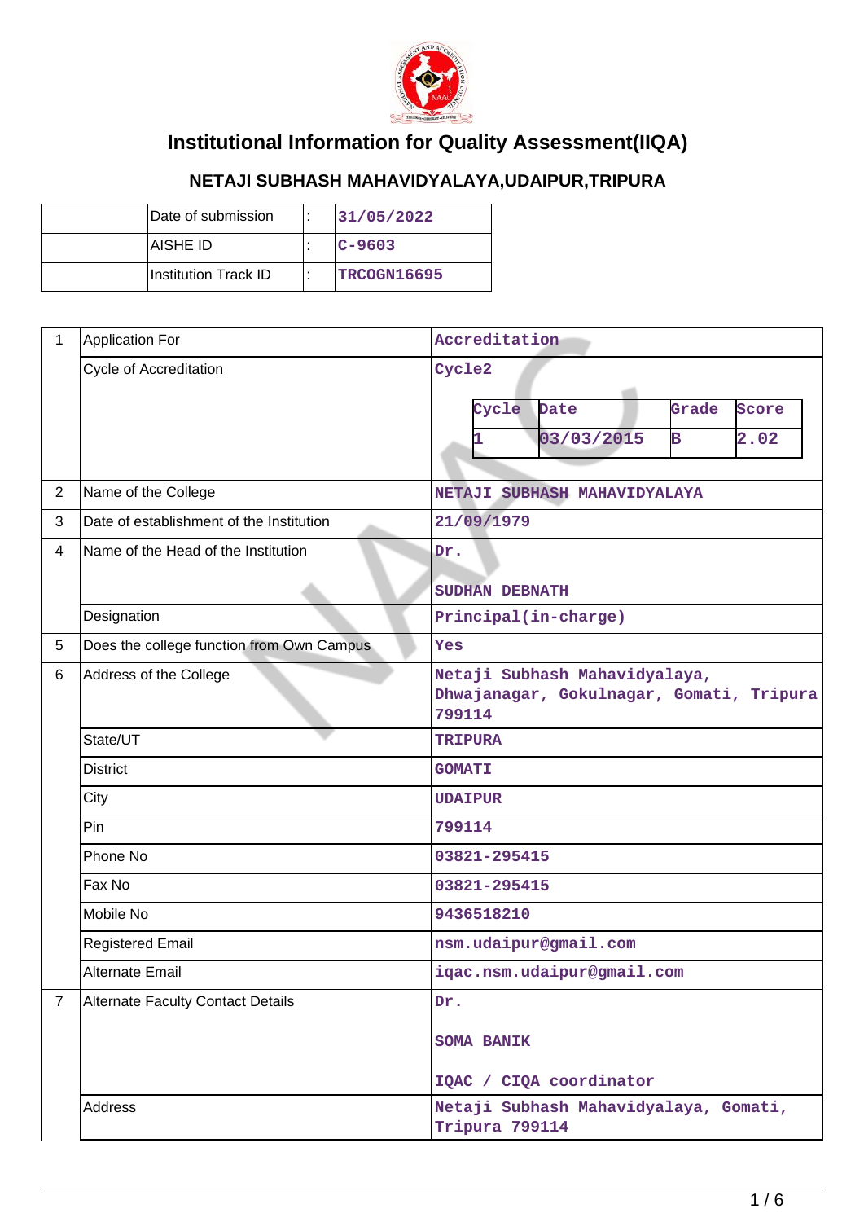# Institutional Information for Quality Assessment(IIQA)

## NETAJI SUBHASH MAHAVIDYALAYA,UDAIPUR,TRIPURA

| | Date of submission | : | 31/05/2022 |
|---|---|---|---|
| | AISHE ID | : | C-9603 |
| | Institution Track ID | : | TRCOGN16695 |

| | | |
|---|---|---|
| 1 | Application For | Accreditation |
| | Cycle of Accreditation | Cycle2<br><br>Cycle: 1 ; Date: 03/03/2015 ; Grade: B ; Score: 2.02 |
| 2 | Name of the College | NETAJI SUBHASH MAHAVIDYALAYA |
| 3 | Date of establishment of the Institution | 21/09/1979 |
| 4 | Name of the Head of the Institution | Dr.<br><br>SUDHAN DEBNATH |
| | Designation | Principal(in-charge) |
| 5 | Does the college function from Own Campus | Yes |
| 6 | Address of the College | Netaji Subhash Mahavidyalaya, Dhwajanagar, Gokulnagar, Gomati, Tripura 799114 |
| | State/UT | TRIPURA |
| | District | GOMATI |
| | City | UDAIPUR |
| | Pin | 799114 |
| | Phone No | 03821-295415 |
| | Fax No | 03821-295415 |
| | Mobile No | 9436518210 |
| | Registered Email | nsm.udaipur@gmail.com |
| | Alternate Email | iqac.nsm.udaipur@gmail.com |
| 7 | Alternate Faculty Contact Details | Dr.<br><br>SOMA BANIK<br><br>IQAC / CIQA coordinator |
| | Address | Netaji Subhash Mahavidyalaya, Gomati, Tripura 799114 |

| Cycle | Date | Grade | Score |
|---|---|---|---|
| 1 | 03/03/2015 | B | 2.02 |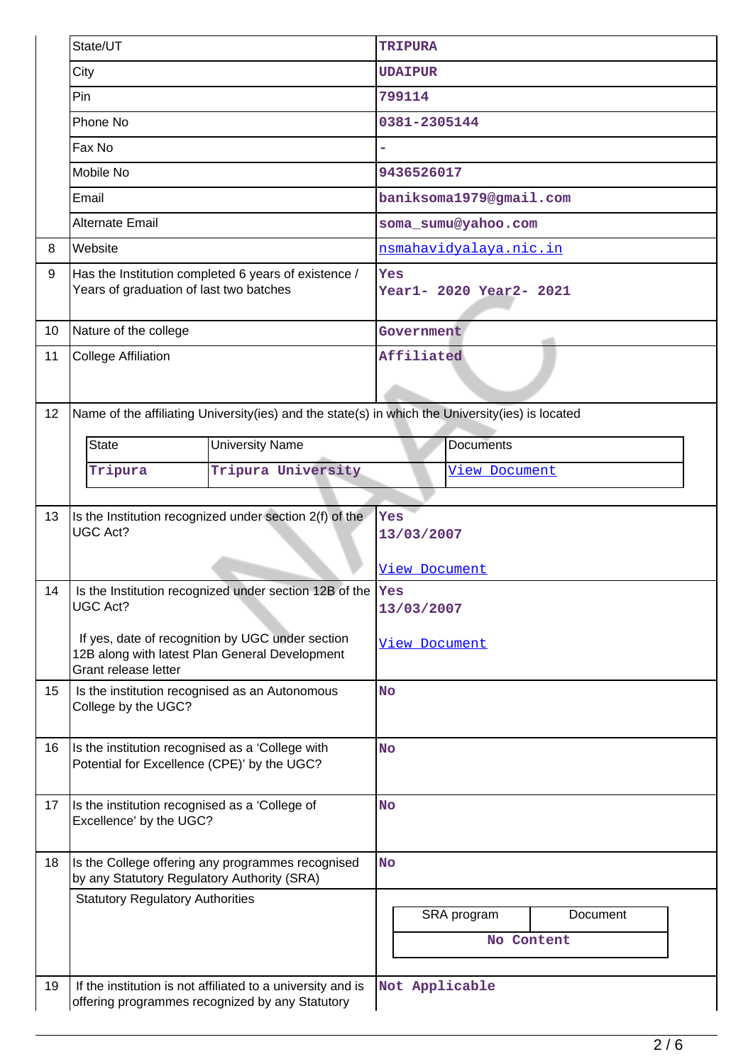| | | |
|---|---|---|
| | State/UT | TRIPURA |
| | City | UDAIPUR |
| | Pin | 799114 |
| | Phone No | 0381-2305144 |
| | Fax No | - |
| | Mobile No | 9436526017 |
| | Email | baniksoma1979@gmail.com |
| | Alternate Email | soma_sumu@yahoo.com |
| 8 | Website | nsmahavidyalaya.nic.in |
| 9 | Has the Institution completed 6 years of existence / Years of graduation of last two batches | Yes<br>Year1- 2020 Year2- 2021 |
| 10 | Nature of the college | Government |
| 11 | College Affiliation | Affiliated |
| 12 | Name of the affiliating University(ies) and the state(s) in which the University(ies) is located | |

| State | University Name | Documents |
|---|---|---|
| Tripura | Tripura University | View Document |

| | | |
|---|---|---|
| 13 | Is the Institution recognized under section 2(f) of the UGC Act? | Yes<br>13/03/2007<br>View Document |
| 14 | Is the Institution recognized under section 12B of the UGC Act?<br>If yes, date of recognition by UGC under section 12B along with latest Plan General Development Grant release letter | Yes<br>13/03/2007<br>View Document |
| 15 | Is the institution recognised as an Autonomous College by the UGC? | No |
| 16 | Is the institution recognised as a 'College with Potential for Excellence (CPE)' by the UGC? | No |
| 17 | Is the institution recognised as a 'College of Excellence' by the UGC? | No |
| 18 | Is the College offering any programmes recognised by any Statutory Regulatory Authority (SRA) | No |
| | Statutory Regulatory Authorities | |

| SRA program | Document |
|---|---|
| No Content | |

| | | |
|---|---|---|
| 19 | If the institution is not affiliated to a university and is offering programmes recognized by any Statutory | Not Applicable |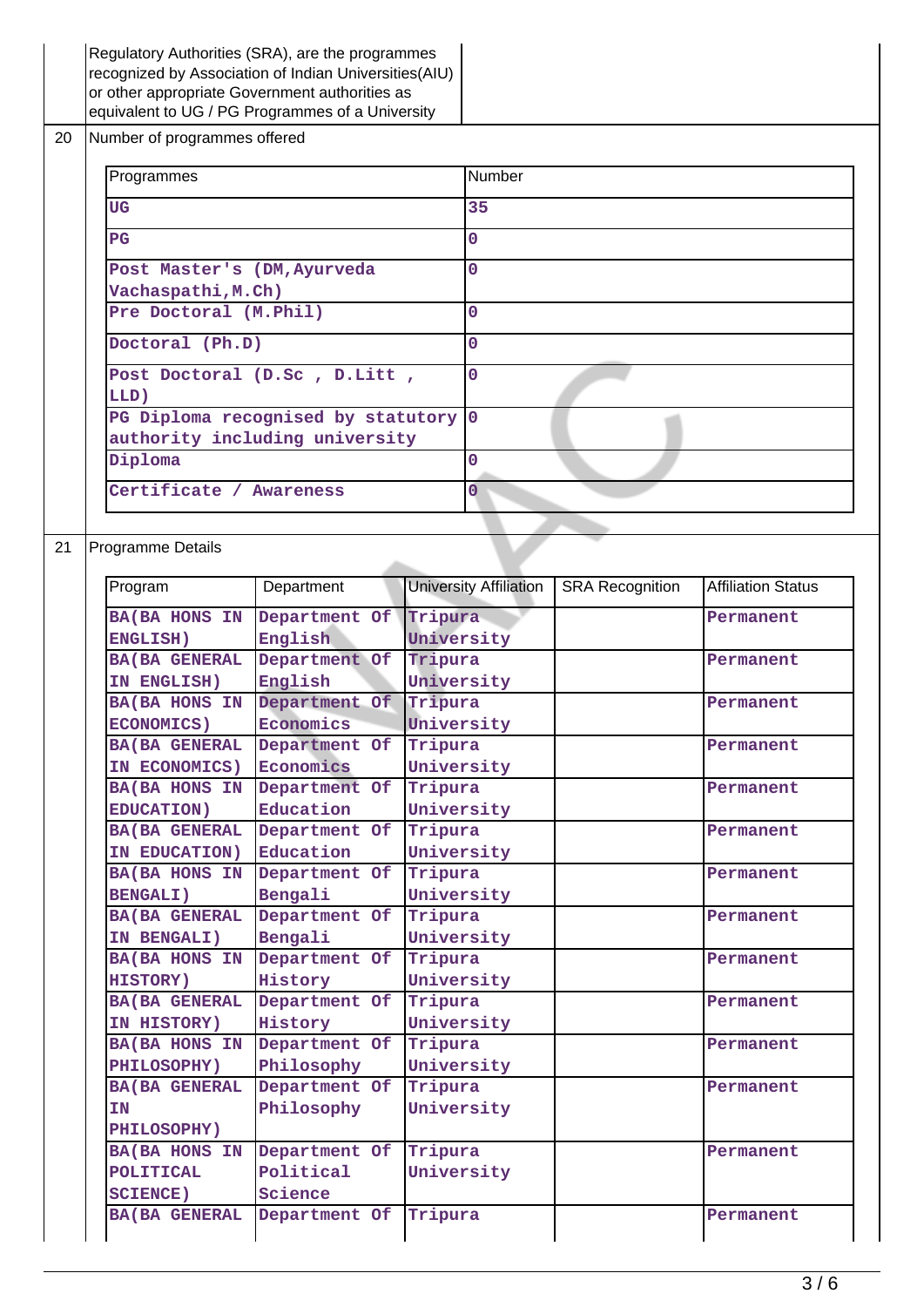| | Regulatory Authorities (SRA), are the programmes recognized by Association of Indian Universities(AIU) or other appropriate Government authorities as equivalent to UG / PG Programmes of a University | |
|---|---|---|

20 Number of programmes offered

| Programmes | Number |
|---|---|
| UG | 35 |
| PG | 0 |
| Post Master's (DM,Ayurveda Vachaspathi,M.Ch) | 0 |
| Pre Doctoral (M.Phil) | 0 |
| Doctoral (Ph.D) | 0 |
| Post Doctoral (D.Sc , D.Litt , LLD) | 0 |
| PG Diploma recognised by statutory authority including university | 0 |
| Diploma | 0 |
| Certificate / Awareness | 0 |

21 Programme Details

| Program | Department | University Affiliation | SRA Recognition | Affiliation Status |
|---|---|---|---|---|
| BA(BA HONS IN ENGLISH) | Department Of English | Tripura University | | Permanent |
| BA(BA GENERAL IN ENGLISH) | Department Of English | Tripura University | | Permanent |
| BA(BA HONS IN ECONOMICS) | Department Of Economics | Tripura University | | Permanent |
| BA(BA GENERAL IN ECONOMICS) | Department Of Economics | Tripura University | | Permanent |
| BA(BA HONS IN EDUCATION) | Department Of Education | Tripura University | | Permanent |
| BA(BA GENERAL IN EDUCATION) | Department Of Education | Tripura University | | Permanent |
| BA(BA HONS IN BENGALI) | Department Of Bengali | Tripura University | | Permanent |
| BA(BA GENERAL IN BENGALI) | Department Of Bengali | Tripura University | | Permanent |
| BA(BA HONS IN HISTORY) | Department Of History | Tripura University | | Permanent |
| BA(BA GENERAL IN HISTORY) | Department Of History | Tripura University | | Permanent |
| BA(BA HONS IN PHILOSOPHY) | Department Of Philosophy | Tripura University | | Permanent |
| BA(BA GENERAL IN PHILOSOPHY) | Department Of Philosophy | Tripura University | | Permanent |
| BA(BA HONS IN POLITICAL SCIENCE) | Department Of Political Science | Tripura University | | Permanent |
| BA(BA GENERAL | Department Of | Tripura | | Permanent |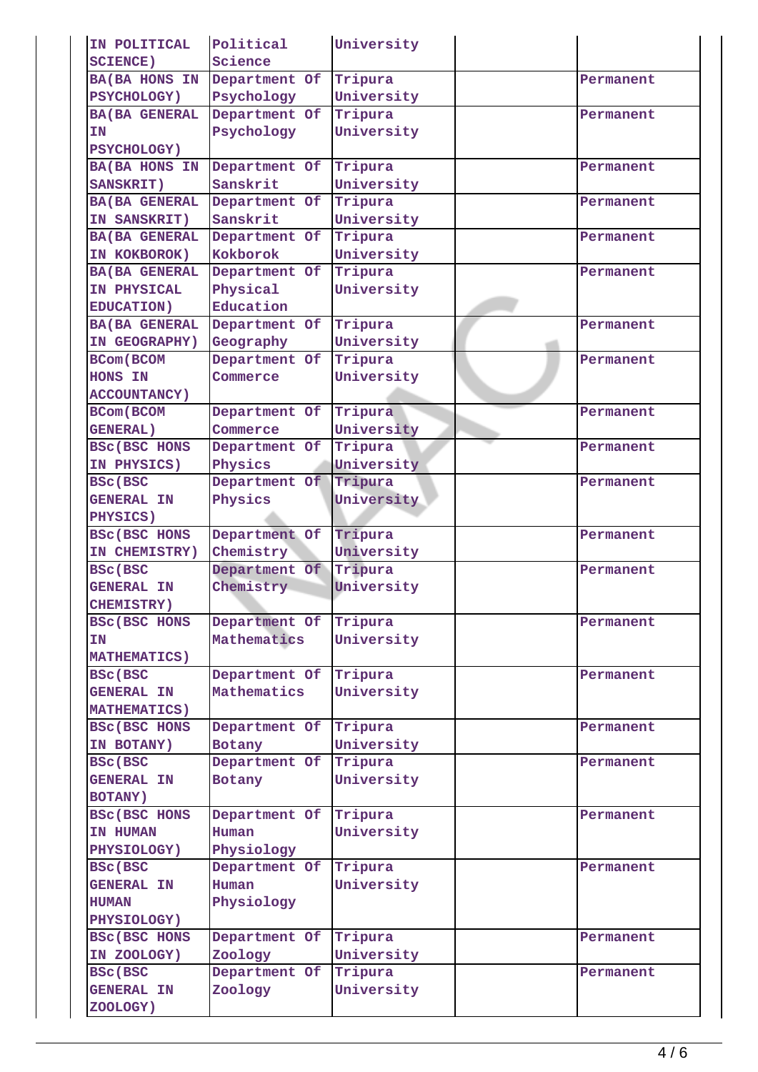| | | | | |
|---|---|---|---|---|
| IN POLITICAL SCIENCE) | Political Science | University | | |
| BA(BA HONS IN PSYCHOLOGY) | Department Of Psychology | Tripura University | | Permanent |
| BA(BA GENERAL IN PSYCHOLOGY) | Department Of Psychology | Tripura University | | Permanent |
| BA(BA HONS IN SANSKRIT) | Department Of Sanskrit | Tripura University | | Permanent |
| BA(BA GENERAL IN SANSKRIT) | Department Of Sanskrit | Tripura University | | Permanent |
| BA(BA GENERAL IN KOKBOROK) | Department Of Kokborok | Tripura University | | Permanent |
| BA(BA GENERAL IN PHYSICAL EDUCATION) | Department Of Physical Education | Tripura University | | Permanent |
| BA(BA GENERAL IN GEOGRAPHY) | Department Of Geography | Tripura University | | Permanent |
| BCom(BCOM HONS IN ACCOUNTANCY) | Department Of Commerce | Tripura University | | Permanent |
| BCom(BCOM GENERAL) | Department Of Commerce | Tripura University | | Permanent |
| BSc(BSC HONS IN PHYSICS) | Department Of Physics | Tripura University | | Permanent |
| BSc(BSC GENERAL IN PHYSICS) | Department Of Physics | Tripura University | | Permanent |
| BSc(BSC HONS IN CHEMISTRY) | Department Of Chemistry | Tripura University | | Permanent |
| BSc(BSC GENERAL IN CHEMISTRY) | Department Of Chemistry | Tripura University | | Permanent |
| BSc(BSC HONS IN MATHEMATICS) | Department Of Mathematics | Tripura University | | Permanent |
| BSc(BSC GENERAL IN MATHEMATICS) | Department Of Mathematics | Tripura University | | Permanent |
| BSc(BSC HONS IN BOTANY) | Department Of Botany | Tripura University | | Permanent |
| BSc(BSC GENERAL IN BOTANY) | Department Of Botany | Tripura University | | Permanent |
| BSc(BSC HONS IN HUMAN PHYSIOLOGY) | Department Of Human Physiology | Tripura University | | Permanent |
| BSc(BSC GENERAL IN HUMAN PHYSIOLOGY) | Department Of Human Physiology | Tripura University | | Permanent |
| BSc(BSC HONS IN ZOOLOGY) | Department Of Zoology | Tripura University | | Permanent |
| BSc(BSC GENERAL IN ZOOLOGY) | Department Of Zoology | Tripura University | | Permanent |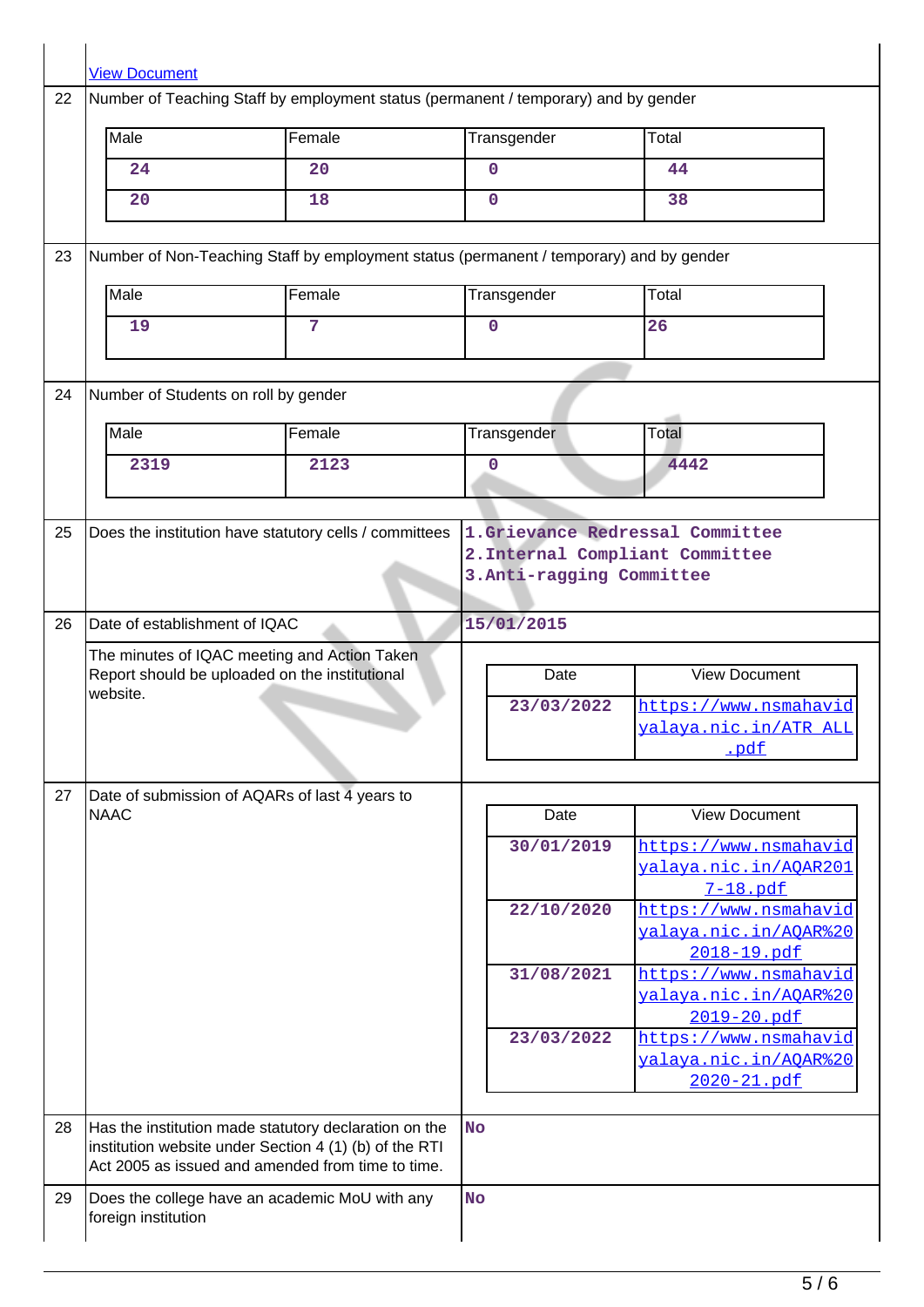[View Document](https://www.nsmahavidyalaya.nic.in)

| 22 | Number of Teaching Staff by employment status (permanent / temporary) and by gender |
|---|---|

| Male | Female | Transgender | Total |
|---|---|---|---|
| 24 | 20 | 0 | 44 |
| 20 | 18 | 0 | 38 |

| 23 | Number of Non-Teaching Staff by employment status (permanent / temporary) and by gender |
|---|---|

| Male | Female | Transgender | Total |
|---|---|---|---|
| 19 | 7 | 0 | 26 |

| 24 | Number of Students on roll by gender |
|---|---|

| Male | Female | Transgender | Total |
|---|---|---|---|
| 2319 | 2123 | 0 | 4442 |

| 25 | Does the institution have statutory cells / committees | 1.Grievance Redressal Committee<br>2.Internal Compliant Committee<br>3.Anti-ragging Committee |
|---|---|---|
| 26 | Date of establishment of IQAC | 15/01/2015 |
| | The minutes of IQAC meeting and Action Taken Report should be uploaded on the institutional website. | |

| Date | View Document |
|---|---|
| 23/03/2022 | https://www.nsmahavidyalaya.nic.in/ATR ALL.pdf |

| 27 | Date of submission of AQARs of last 4 years to NAAC |
|---|---|

| Date | View Document |
|---|---|
| 30/01/2019 | https://www.nsmahavidyalaya.nic.in/AQAR2017-18.pdf |
| 22/10/2020 | https://www.nsmahavidyalaya.nic.in/AQAR%202018-19.pdf |
| 31/08/2021 | https://www.nsmahavidyalaya.nic.in/AQAR%202019-20.pdf |
| 23/03/2022 | https://www.nsmahavidyalaya.nic.in/AQAR%202020-21.pdf |

| 28 | Has the institution made statutory declaration on the institution website under Section 4 (1) (b) of the RTI Act 2005 as issued and amended from time to time. | No |
|---|---|---|
| 29 | Does the college have an academic MoU with any foreign institution | No |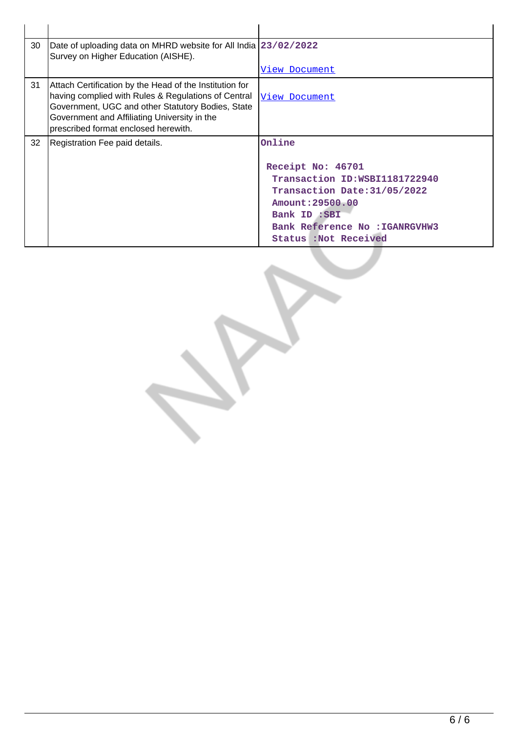| | | |
|---|---|---|
| 30 | Date of uploading data on MHRD website for All India Survey on Higher Education (AISHE). | **23/02/2022**<br><br>View Document |
| 31 | Attach Certification by the Head of the Institution for having complied with Rules & Regulations of Central Government, UGC and other Statutory Bodies, State Government and Affiliating University in the prescribed format enclosed herewith. | View Document |
| 32 | Registration Fee paid details. | **Online**<br><br>**Receipt No: 46701**<br>**Transaction ID:WSBI1181722940**<br>**Transaction Date:31/05/2022**<br>**Amount:29500.00**<br>**Bank ID :SBI**<br>**Bank Reference No :IGANRGVHW3**<br>**Status :Not Received** |